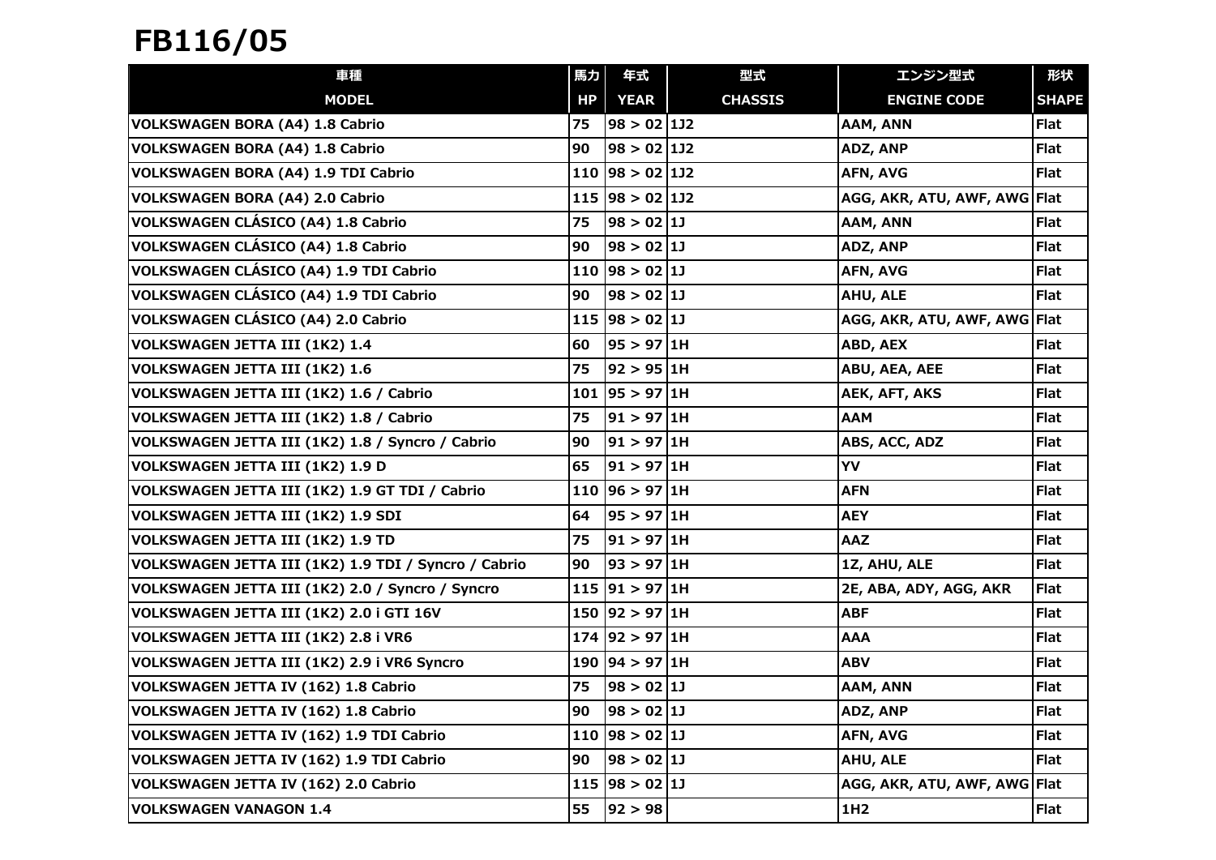# FB116/05

| 車種<br>MODEL | 馬力<br>HP | 年式<br>YEAR | 型式<br>CHASSIS | エンジン型式<br>ENGINE CODE | 形状<br>SHAPE |
|---|---|---|---|---|---|
| VOLKSWAGEN BORA (A4) 1.8 Cabrio | 75 | 98 > 02 | 1J2 | AAM, ANN | Flat |
| VOLKSWAGEN BORA (A4) 1.8 Cabrio | 90 | 98 > 02 | 1J2 | ADZ, ANP | Flat |
| VOLKSWAGEN BORA (A4) 1.9 TDI Cabrio | 110 | 98 > 02 | 1J2 | AFN, AVG | Flat |
| VOLKSWAGEN BORA (A4) 2.0 Cabrio | 115 | 98 > 02 | 1J2 | AGG, AKR, ATU, AWF, AWG | Flat |
| VOLKSWAGEN CLÁSICO (A4) 1.8 Cabrio | 75 | 98 > 02 | 1J | AAM, ANN | Flat |
| VOLKSWAGEN CLÁSICO (A4) 1.8 Cabrio | 90 | 98 > 02 | 1J | ADZ, ANP | Flat |
| VOLKSWAGEN CLÁSICO (A4) 1.9 TDI Cabrio | 110 | 98 > 02 | 1J | AFN, AVG | Flat |
| VOLKSWAGEN CLÁSICO (A4) 1.9 TDI Cabrio | 90 | 98 > 02 | 1J | AHU, ALE | Flat |
| VOLKSWAGEN CLÁSICO (A4) 2.0 Cabrio | 115 | 98 > 02 | 1J | AGG, AKR, ATU, AWF, AWG | Flat |
| VOLKSWAGEN JETTA III (1K2) 1.4 | 60 | 95 > 97 | 1H | ABD, AEX | Flat |
| VOLKSWAGEN JETTA III (1K2) 1.6 | 75 | 92 > 95 | 1H | ABU, AEA, AEE | Flat |
| VOLKSWAGEN JETTA III (1K2) 1.6 / Cabrio | 101 | 95 > 97 | 1H | AEK, AFT, AKS | Flat |
| VOLKSWAGEN JETTA III (1K2) 1.8 / Cabrio | 75 | 91 > 97 | 1H | AAM | Flat |
| VOLKSWAGEN JETTA III (1K2) 1.8 / Syncro / Cabrio | 90 | 91 > 97 | 1H | ABS, ACC, ADZ | Flat |
| VOLKSWAGEN JETTA III (1K2) 1.9 D | 65 | 91 > 97 | 1H | YV | Flat |
| VOLKSWAGEN JETTA III (1K2) 1.9 GT TDI / Cabrio | 110 | 96 > 97 | 1H | AFN | Flat |
| VOLKSWAGEN JETTA III (1K2) 1.9 SDI | 64 | 95 > 97 | 1H | AEY | Flat |
| VOLKSWAGEN JETTA III (1K2) 1.9 TD | 75 | 91 > 97 | 1H | AAZ | Flat |
| VOLKSWAGEN JETTA III (1K2) 1.9 TDI / Syncro / Cabrio | 90 | 93 > 97 | 1H | 1Z, AHU, ALE | Flat |
| VOLKSWAGEN JETTA III (1K2) 2.0 / Syncro / Syncro | 115 | 91 > 97 | 1H | 2E, ABA, ADY, AGG, AKR | Flat |
| VOLKSWAGEN JETTA III (1K2) 2.0 i GTI 16V | 150 | 92 > 97 | 1H | ABF | Flat |
| VOLKSWAGEN JETTA III (1K2) 2.8 i VR6 | 174 | 92 > 97 | 1H | AAA | Flat |
| VOLKSWAGEN JETTA III (1K2) 2.9 i VR6 Syncro | 190 | 94 > 97 | 1H | ABV | Flat |
| VOLKSWAGEN JETTA IV (162) 1.8 Cabrio | 75 | 98 > 02 | 1J | AAM, ANN | Flat |
| VOLKSWAGEN JETTA IV (162) 1.8 Cabrio | 90 | 98 > 02 | 1J | ADZ, ANP | Flat |
| VOLKSWAGEN JETTA IV (162) 1.9 TDI Cabrio | 110 | 98 > 02 | 1J | AFN, AVG | Flat |
| VOLKSWAGEN JETTA IV (162) 1.9 TDI Cabrio | 90 | 98 > 02 | 1J | AHU, ALE | Flat |
| VOLKSWAGEN JETTA IV (162) 2.0 Cabrio | 115 | 98 > 02 | 1J | AGG, AKR, ATU, AWF, AWG | Flat |
| VOLKSWAGEN VANAGON 1.4 | 55 | 92 > 98 | | 1H2 | Flat |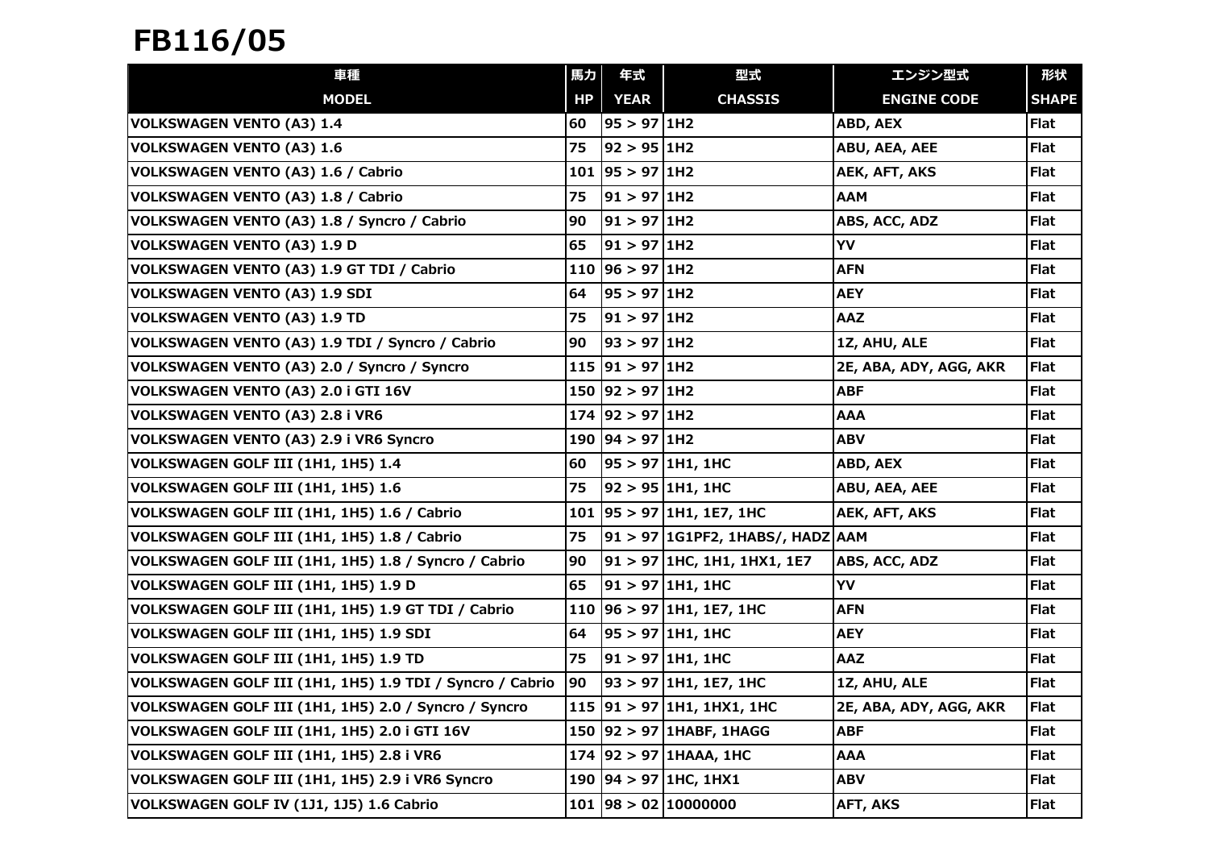# FB116/05

| 車種 | 馬力 | 年式 | 型式 | エンジン型式 | 形状 |
|---|---|---|---|---|---|
| **MODEL** | **HP** | **YEAR** | **CHASSIS** | **ENGINE CODE** | **SHAPE** |
| VOLKSWAGEN VENTO (A3) 1.4 | 60 | 95 > 97 | 1H2 | ABD, AEX | Flat |
| VOLKSWAGEN VENTO (A3) 1.6 | 75 | 92 > 95 | 1H2 | ABU, AEA, AEE | Flat |
| VOLKSWAGEN VENTO (A3) 1.6 / Cabrio | 101 | 95 > 97 | 1H2 | AEK, AFT, AKS | Flat |
| VOLKSWAGEN VENTO (A3) 1.8 / Cabrio | 75 | 91 > 97 | 1H2 | AAM | Flat |
| VOLKSWAGEN VENTO (A3) 1.8 / Syncro / Cabrio | 90 | 91 > 97 | 1H2 | ABS, ACC, ADZ | Flat |
| VOLKSWAGEN VENTO (A3) 1.9 D | 65 | 91 > 97 | 1H2 | YV | Flat |
| VOLKSWAGEN VENTO (A3) 1.9 GT TDI / Cabrio | 110 | 96 > 97 | 1H2 | AFN | Flat |
| VOLKSWAGEN VENTO (A3) 1.9 SDI | 64 | 95 > 97 | 1H2 | AEY | Flat |
| VOLKSWAGEN VENTO (A3) 1.9 TD | 75 | 91 > 97 | 1H2 | AAZ | Flat |
| VOLKSWAGEN VENTO (A3) 1.9 TDI / Syncro / Cabrio | 90 | 93 > 97 | 1H2 | 1Z, AHU, ALE | Flat |
| VOLKSWAGEN VENTO (A3) 2.0 / Syncro / Syncro | 115 | 91 > 97 | 1H2 | 2E, ABA, ADY, AGG, AKR | Flat |
| VOLKSWAGEN VENTO (A3) 2.0 i GTI 16V | 150 | 92 > 97 | 1H2 | ABF | Flat |
| VOLKSWAGEN VENTO (A3) 2.8 i VR6 | 174 | 92 > 97 | 1H2 | AAA | Flat |
| VOLKSWAGEN VENTO (A3) 2.9 i VR6 Syncro | 190 | 94 > 97 | 1H2 | ABV | Flat |
| VOLKSWAGEN GOLF III (1H1, 1H5) 1.4 | 60 | 95 > 97 | 1H1, 1HC | ABD, AEX | Flat |
| VOLKSWAGEN GOLF III (1H1, 1H5) 1.6 | 75 | 92 > 95 | 1H1, 1HC | ABU, AEA, AEE | Flat |
| VOLKSWAGEN GOLF III (1H1, 1H5) 1.6 / Cabrio | 101 | 95 > 97 | 1H1, 1E7, 1HC | AEK, AFT, AKS | Flat |
| VOLKSWAGEN GOLF III (1H1, 1H5) 1.8 / Cabrio | 75 | 91 > 97 | 1G1PF2, 1HABS/, HADZ | AAM | Flat |
| VOLKSWAGEN GOLF III (1H1, 1H5) 1.8 / Syncro / Cabrio | 90 | 91 > 97 | 1HC, 1H1, 1HX1, 1E7 | ABS, ACC, ADZ | Flat |
| VOLKSWAGEN GOLF III (1H1, 1H5) 1.9 D | 65 | 91 > 97 | 1H1, 1HC | YV | Flat |
| VOLKSWAGEN GOLF III (1H1, 1H5) 1.9 GT TDI / Cabrio | 110 | 96 > 97 | 1H1, 1E7, 1HC | AFN | Flat |
| VOLKSWAGEN GOLF III (1H1, 1H5) 1.9 SDI | 64 | 95 > 97 | 1H1, 1HC | AEY | Flat |
| VOLKSWAGEN GOLF III (1H1, 1H5) 1.9 TD | 75 | 91 > 97 | 1H1, 1HC | AAZ | Flat |
| VOLKSWAGEN GOLF III (1H1, 1H5) 1.9 TDI / Syncro / Cabrio | 90 | 93 > 97 | 1H1, 1E7, 1HC | 1Z, AHU, ALE | Flat |
| VOLKSWAGEN GOLF III (1H1, 1H5) 2.0 / Syncro / Syncro | 115 | 91 > 97 | 1H1, 1HX1, 1HC | 2E, ABA, ADY, AGG, AKR | Flat |
| VOLKSWAGEN GOLF III (1H1, 1H5) 2.0 i GTI 16V | 150 | 92 > 97 | 1HABF, 1HAGG | ABF | Flat |
| VOLKSWAGEN GOLF III (1H1, 1H5) 2.8 i VR6 | 174 | 92 > 97 | 1HAAA, 1HC | AAA | Flat |
| VOLKSWAGEN GOLF III (1H1, 1H5) 2.9 i VR6 Syncro | 190 | 94 > 97 | 1HC, 1HX1 | ABV | Flat |
| VOLKSWAGEN GOLF IV (1J1, 1J5) 1.6 Cabrio | 101 | 98 > 02 | 10000000 | AFT, AKS | Flat |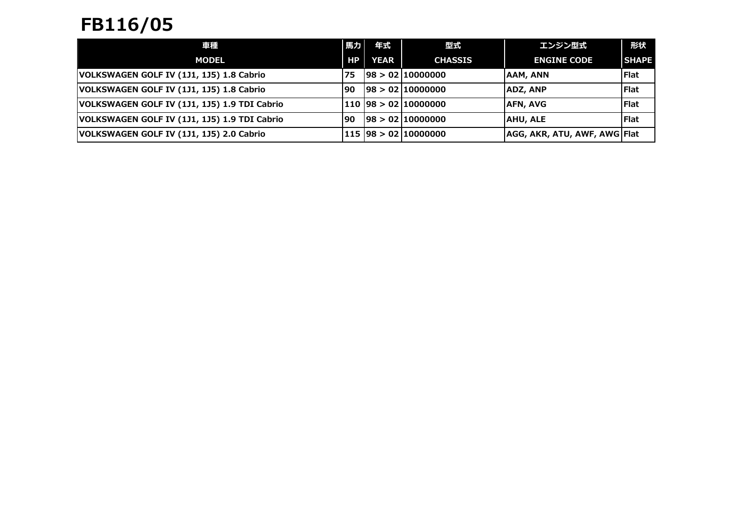# FB116/05

| 車種<br>MODEL | 馬力<br>HP | 年式<br>YEAR | 型式<br>CHASSIS | エンジン型式<br>ENGINE CODE | 形状<br>SHAPE |
|---|---|---|---|---|---|
| VOLKSWAGEN GOLF IV (1J1, 1J5) 1.8 Cabrio | 75 | 98 > 02 | 10000000 | AAM, ANN | Flat |
| VOLKSWAGEN GOLF IV (1J1, 1J5) 1.8 Cabrio | 90 | 98 > 02 | 10000000 | ADZ, ANP | Flat |
| VOLKSWAGEN GOLF IV (1J1, 1J5) 1.9 TDI Cabrio | 110 | 98 > 02 | 10000000 | AFN, AVG | Flat |
| VOLKSWAGEN GOLF IV (1J1, 1J5) 1.9 TDI Cabrio | 90 | 98 > 02 | 10000000 | AHU, ALE | Flat |
| VOLKSWAGEN GOLF IV (1J1, 1J5) 2.0 Cabrio | 115 | 98 > 02 | 10000000 | AGG, AKR, ATU, AWF, AWG | Flat |